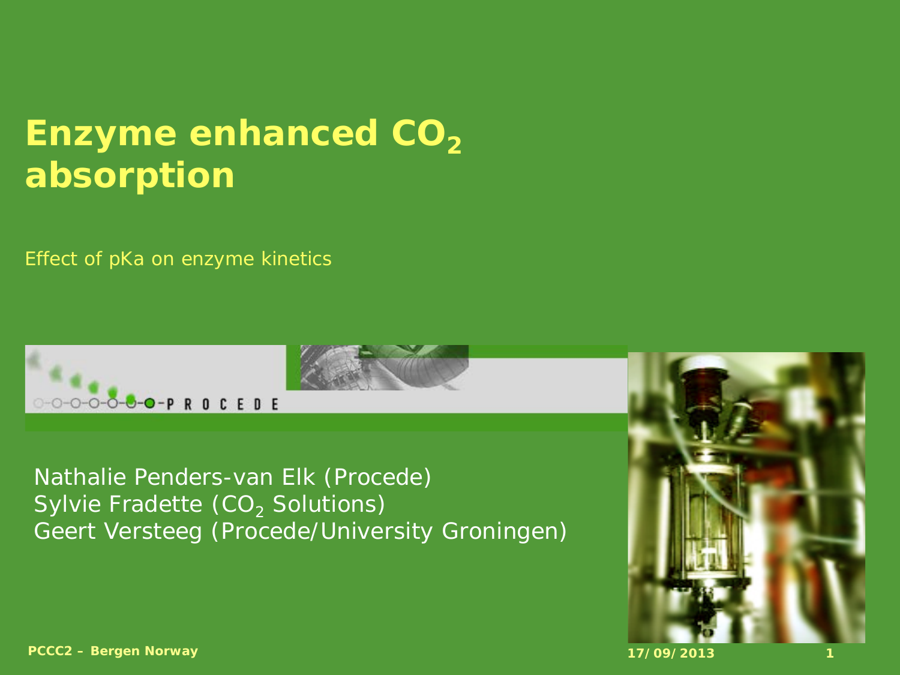# Enzyme enhanced $CO_2$ absorption

Effect of pKa on enzyme kinetics

Nathalie Penders-van Elk (Procede)
Sylvie Fradette ($CO_2$ Solutions)
Geert Versteeg (Procede/University Groningen)

**PCCC2 – Bergen Norway**

**17/09/2013**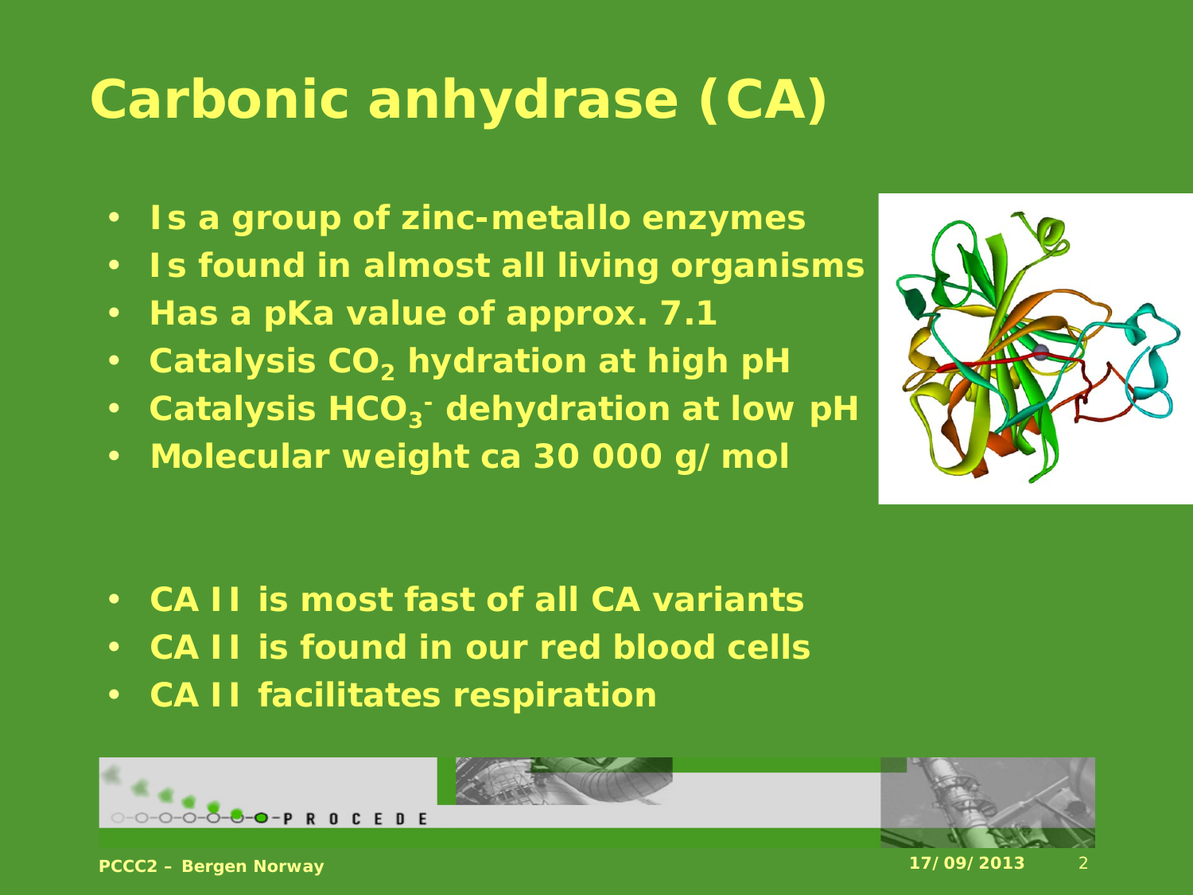# Carbonic anhydrase (CA)

- Is a group of zinc-metallo enzymes
- Is found in almost all living organisms
- Has a pKa value of approx. 7.1
- Catalysis $CO_2$ hydration at high pH
- Catalysis $HCO_3^-$ dehydration at low pH
- Molecular weight ca 30 000 g/mol

- CA II is most fast of all CA variants
- CA II is found in our red blood cells
- CA II facilitates respiration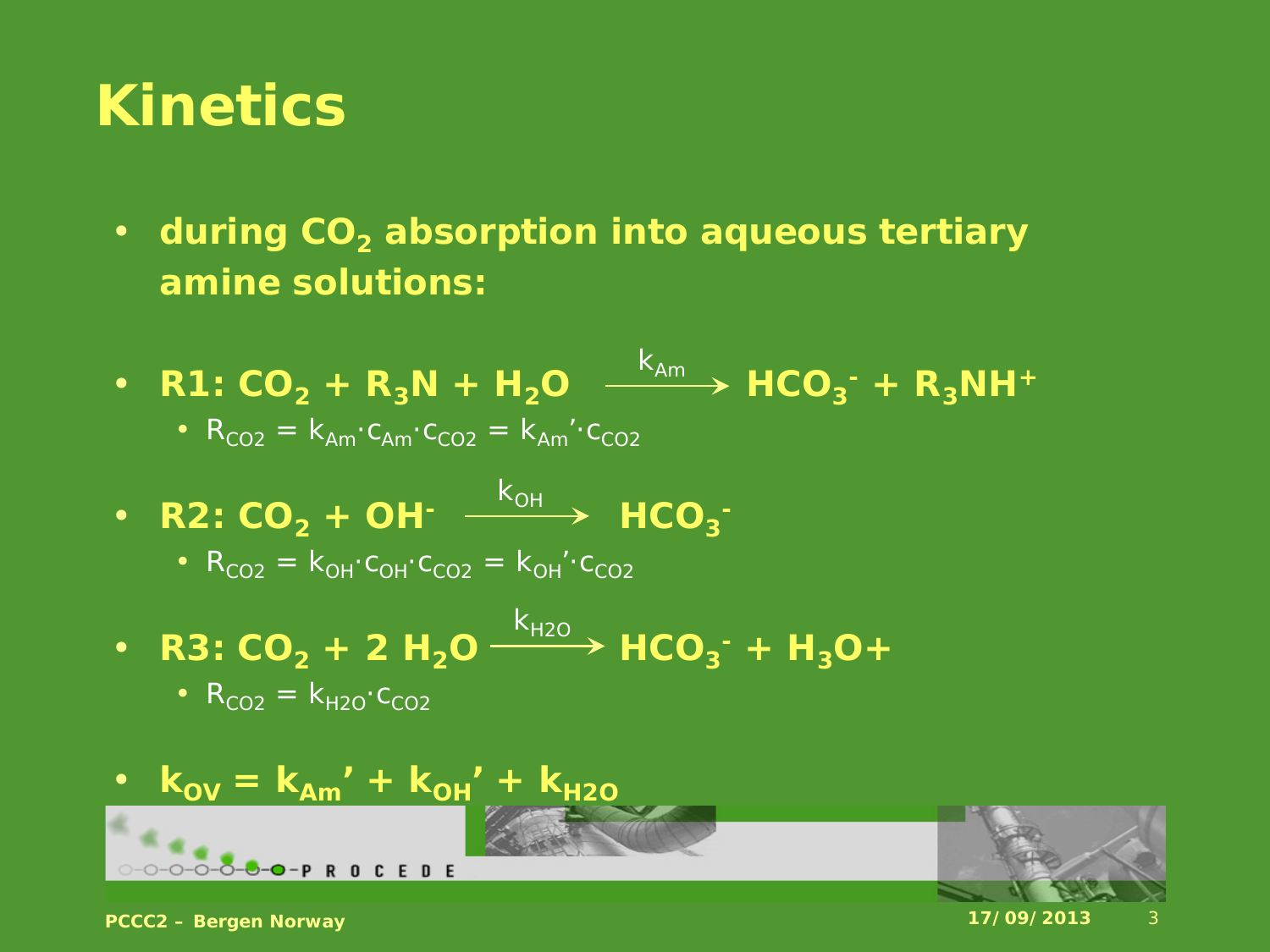# Kinetics

- **during $CO_2$ absorption into aqueous tertiary amine solutions:**

- **R1: $CO_2 + R_3N + H_2O \xrightarrow{k_{Am}} HCO_3^- + R_3NH^+$**
  - $R_{CO2} = k_{Am} \cdot c_{Am} \cdot c_{CO2} = k_{Am}' \cdot c_{CO2}$

- **R2: $CO_2 + OH^- \xrightarrow{k_{OH}} HCO_3^-$**
  - $R_{CO2} = k_{OH} \cdot c_{OH} \cdot c_{CO2} = k_{OH}' \cdot c_{CO2}$

- **R3: $CO_2 + 2\ H_2O \xrightarrow{k_{H2O}} HCO_3^- + H_3O+$**
  - $R_{CO2} = k_{H2O} \cdot c_{CO2}$

- **$k_{OV} = k_{Am}' + k_{OH}' + k_{H2O}$**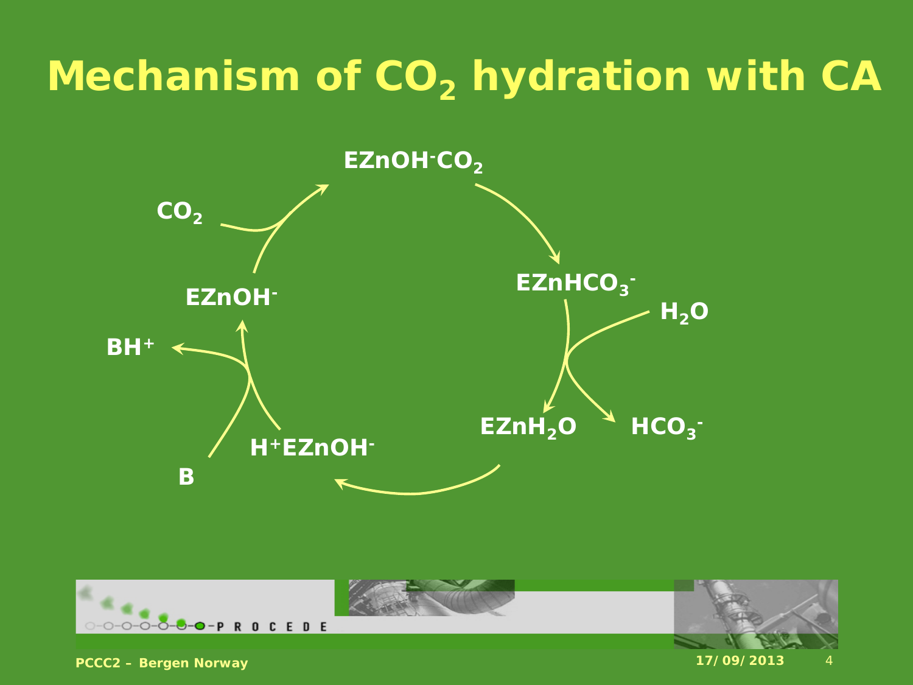# Mechanism of $CO_2$ hydration with CA

$EZnOH^{-}CO_2$

$CO_2$

$EZnOH^{-}$

$BH^{+}$

B

$H^{+}EZnOH^{-}$

$EZnHCO_3^{-}$

$H_2O$

$EZnH_2O$

$HCO_3^{-}$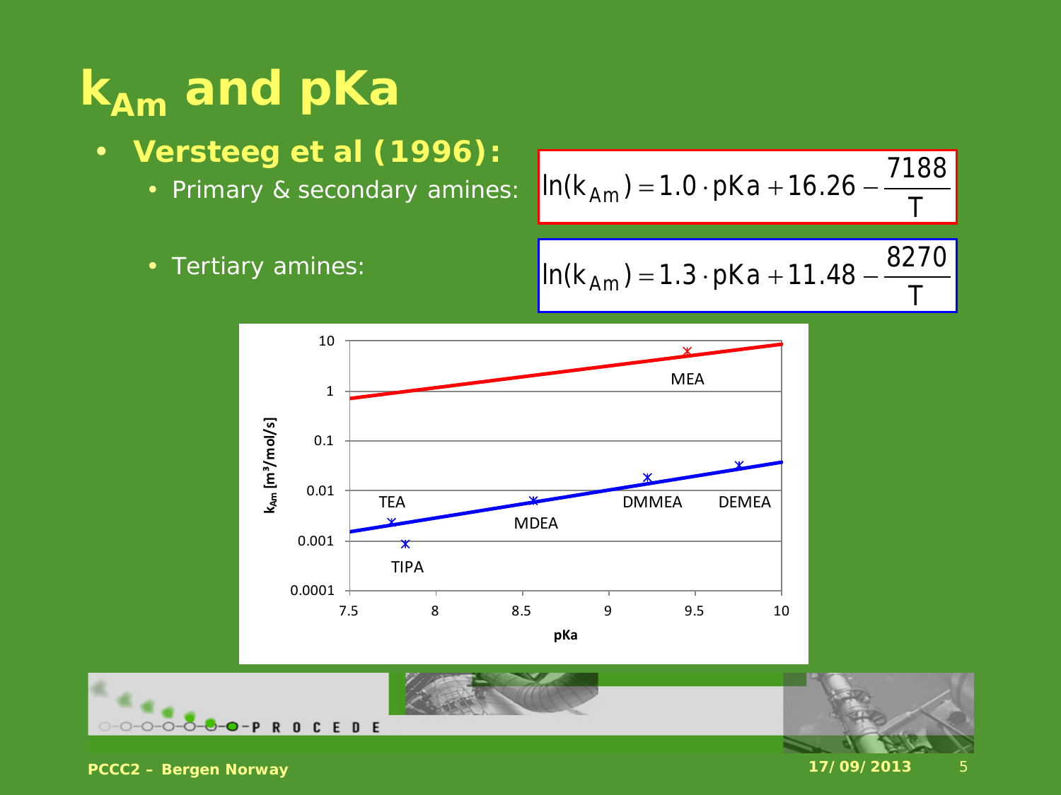# $k_{Am}$ and pKa

- **Versteeg et al (1996):**
  - Primary & secondary amines:

$$\ln(k_{Am}) = 1.0 \cdot pKa + 16.26 - \frac{7188}{T}$$

  - Tertiary amines:

$$\ln(k_{Am}) = 1.3 \cdot pKa + 11.48 - \frac{8270}{T}$$

| Amine | Type |
|---|---|
| MEA | Primary & secondary (red line) |
| TEA | Tertiary (blue line) |
| TIPA | Tertiary (blue line) |
| MDEA | Tertiary (blue line) |
| DMMEA | Tertiary (blue line) |
| DEMEA | Tertiary (blue line) |

Chart axes: $k_{Am}$ [$m^3$/mol/s] (0.0001 – 10, log scale) vs. pKa (7.5 – 10)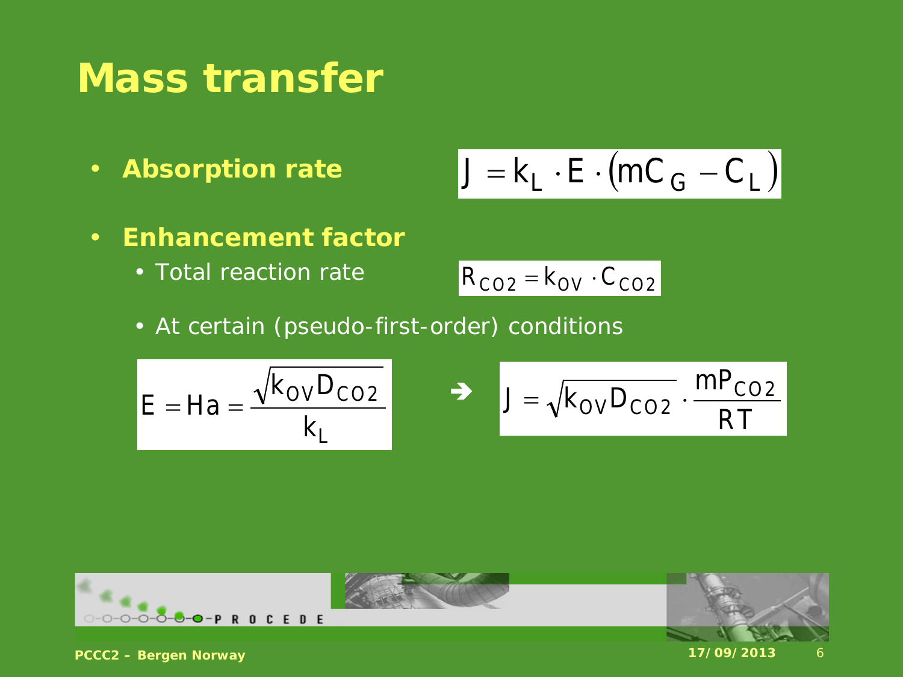# Mass transfer

- **Absorption rate**

$$J = k_L \cdot E \cdot \left(mC_G - C_L\right)$$

- **Enhancement factor**
  - Total reaction rate

$$R_{CO2} = k_{OV} \cdot C_{CO2}$$

  - At certain (pseudo-first-order) conditions

$$E = Ha = \frac{\sqrt{k_{OV} D_{CO2}}}{k_L} \quad \rightarrow \quad J = \sqrt{k_{OV} D_{CO2}} \cdot \frac{mP_{CO2}}{RT}$$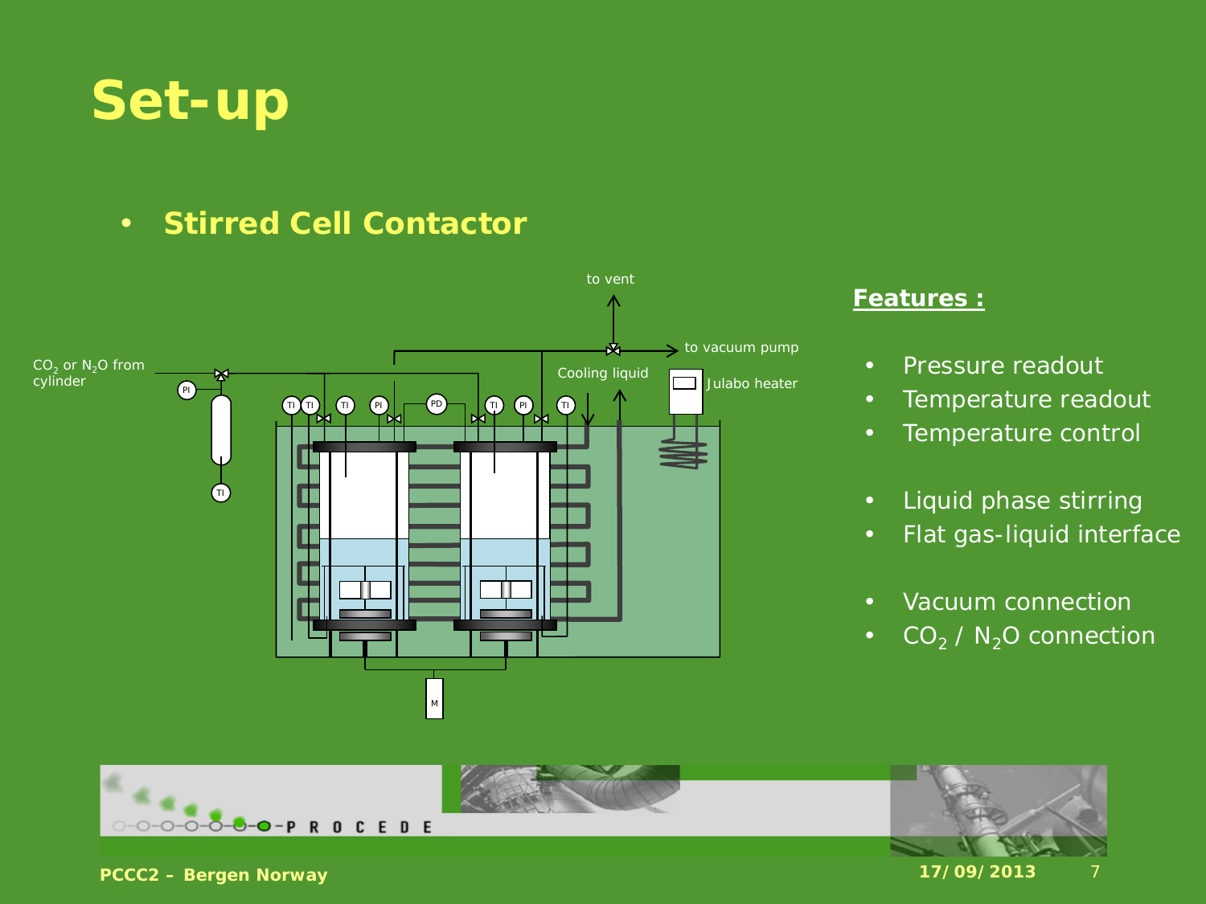# Set-up

- **Stirred Cell Contactor**

**Features :**

- Pressure readout
- Temperature readout
- Temperature control
- Liquid phase stirring
- Flat gas-liquid interface
- Vacuum connection
- $CO_2$ / $N_2O$ connection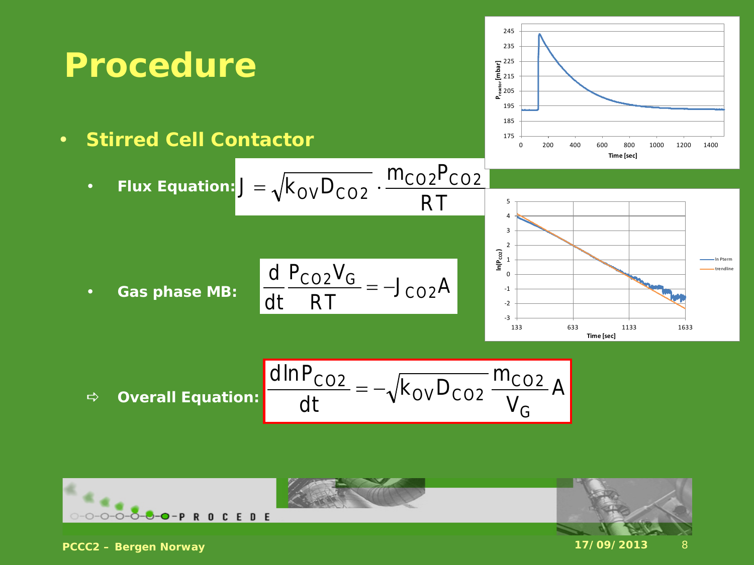# Procedure

- **Stirred Cell Contactor**
  - **Flux Equation:** $J = \sqrt{k_{OV} D_{CO2}} \cdot \frac{m_{CO2} P_{CO2}}{RT}$
  - **Gas phase MB:** $\frac{d}{dt} \frac{P_{CO2} V_G}{RT} = -J_{CO2} A$

⇨ **Overall Equation:**

$$\frac{d \ln P_{CO2}}{dt} = -\sqrt{k_{OV} D_{CO2}} \frac{m_{CO2}}{V_G} A$$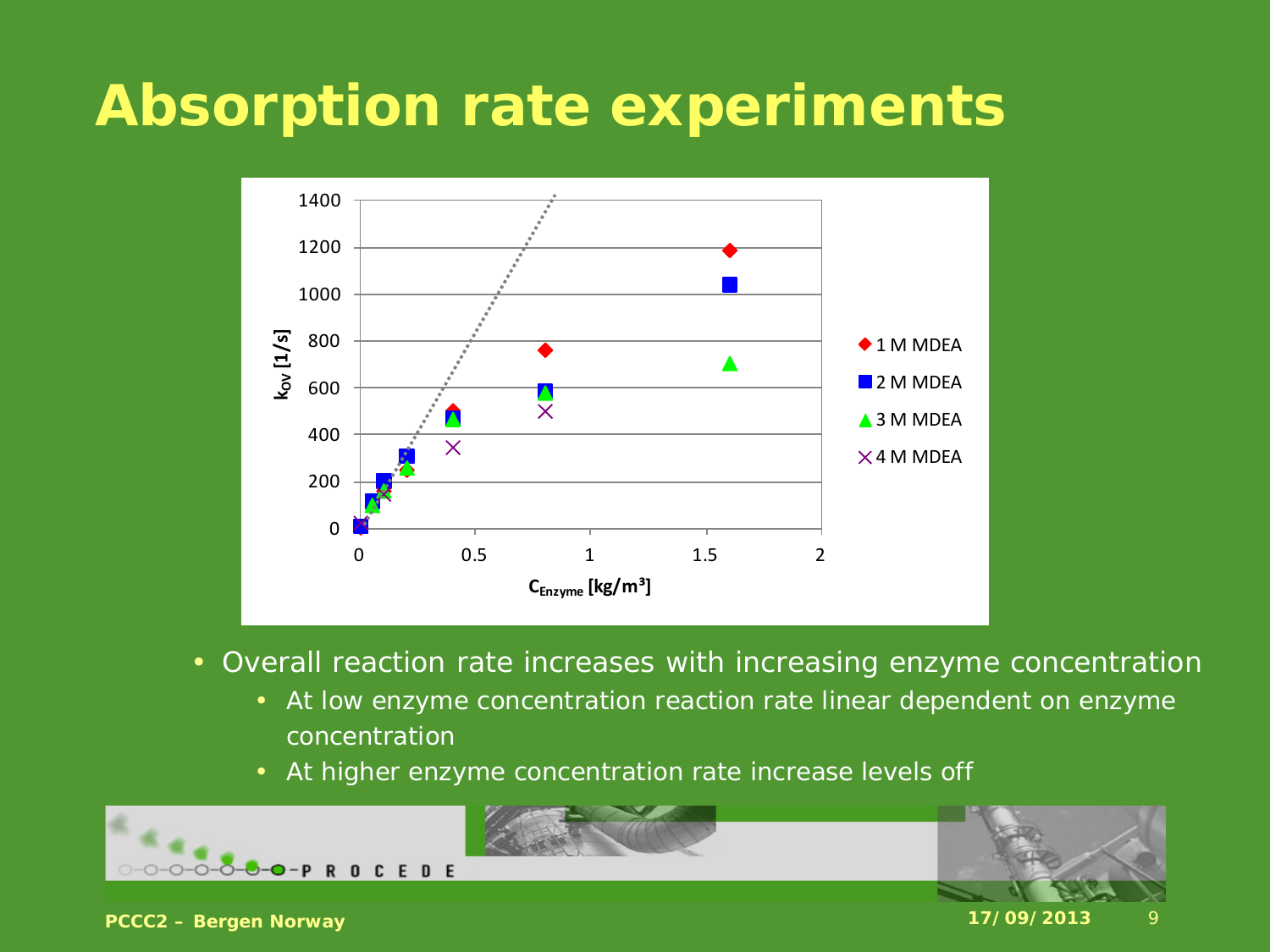# Absorption rate experiments

- Overall reaction rate increases with increasing enzyme concentration
  - At low enzyme concentration reaction rate linear dependent on enzyme concentration
  - At higher enzyme concentration rate increase levels off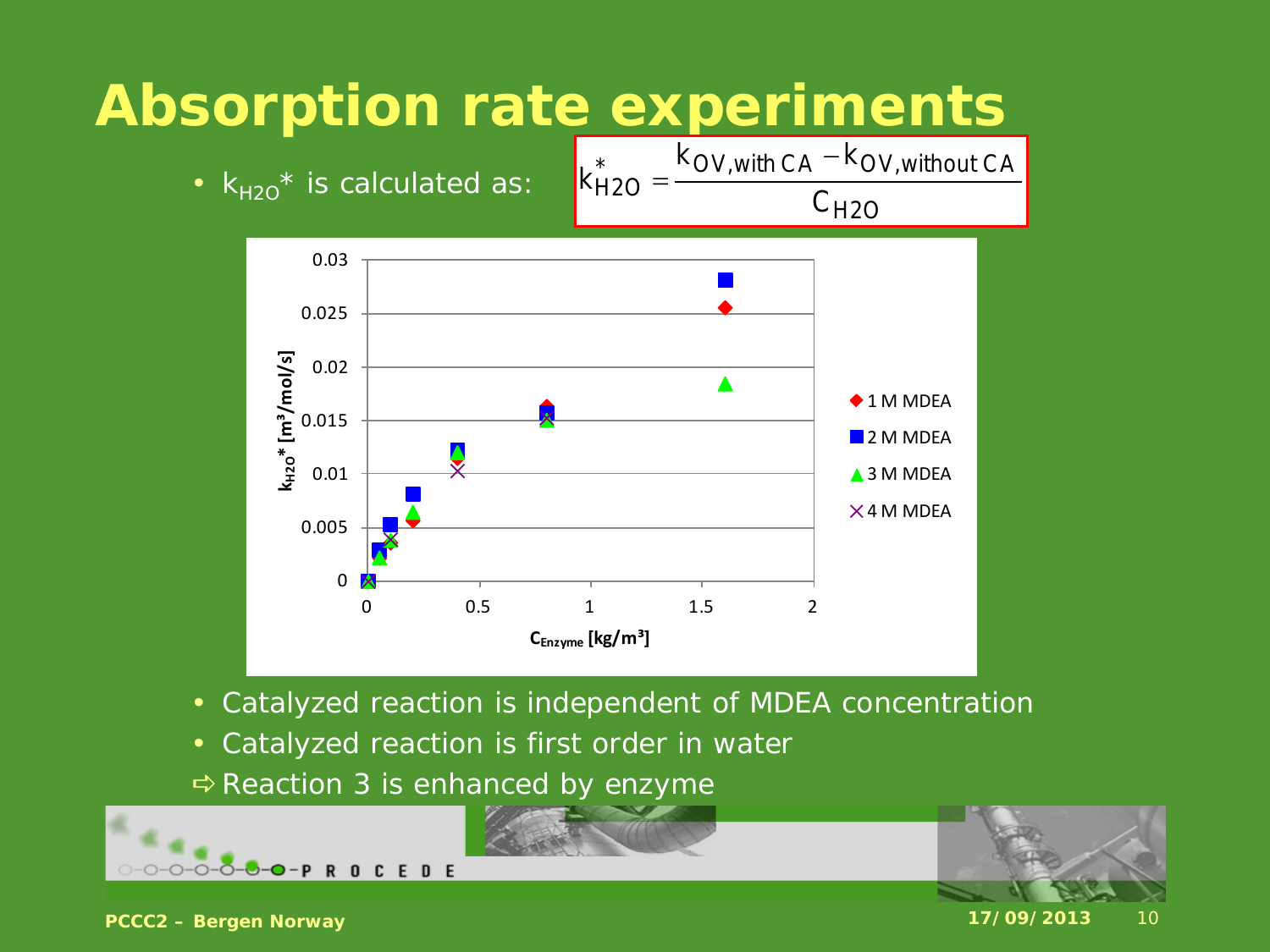# Absorption rate experiments

- $k_{H2O}^*$ is calculated as:

$$k_{H2O}^* = \frac{k_{OV,\text{with CA}} - k_{OV,\text{without CA}}}{C_{H2O}}$$

- Catalyzed reaction is independent of MDEA concentration
- Catalyzed reaction is first order in water

⇨ Reaction 3 is enhanced by enzyme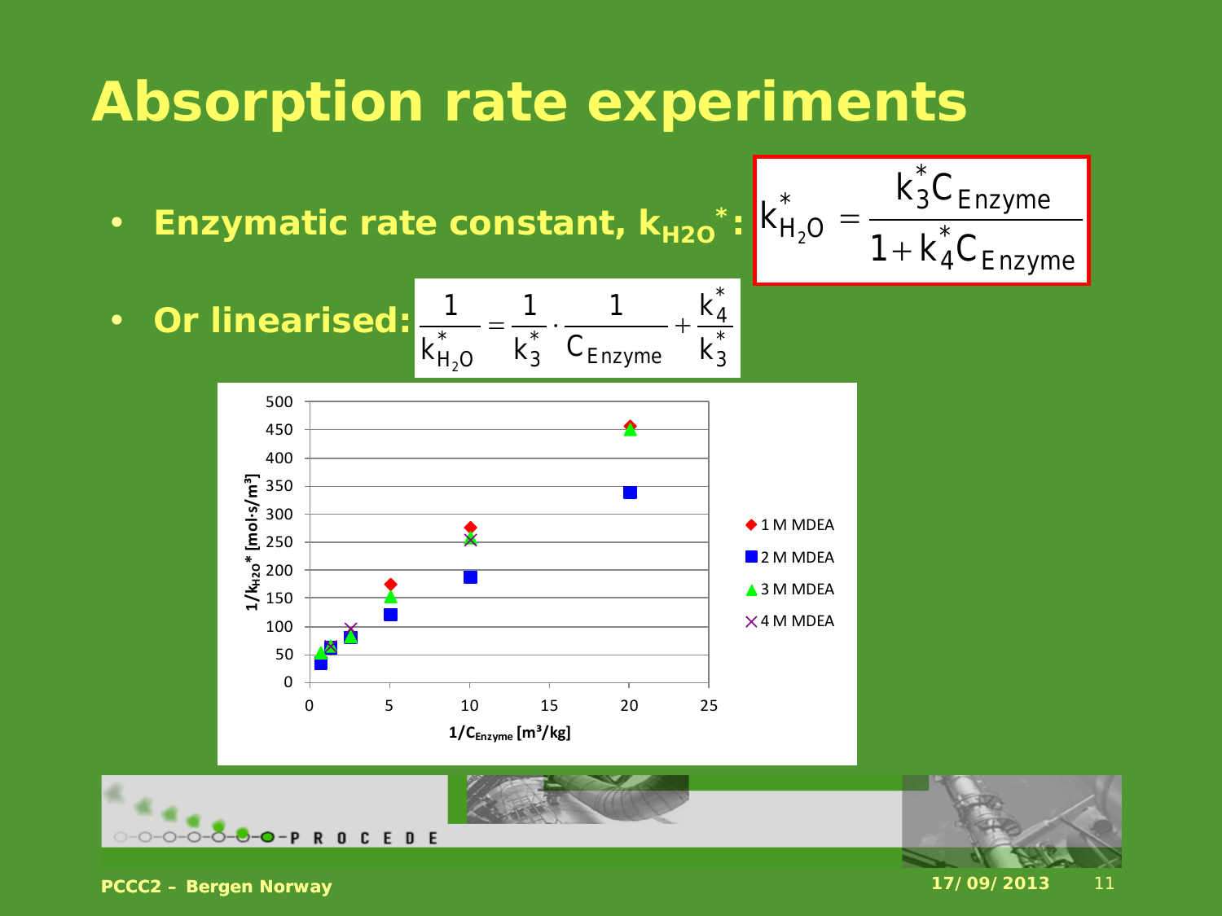# Absorption rate experiments

- **Enzymatic rate constant, $k_{H2O}^*$:**

$$k_{H_2O}^* = \frac{k_3^* C_{Enzyme}}{1 + k_4^* C_{Enzyme}}$$

- **Or linearised:**

$$\frac{1}{k_{H_2O}^*} = \frac{1}{k_3^*} \cdot \frac{1}{C_{Enzyme}} + \frac{k_4^*}{k_3^*}$$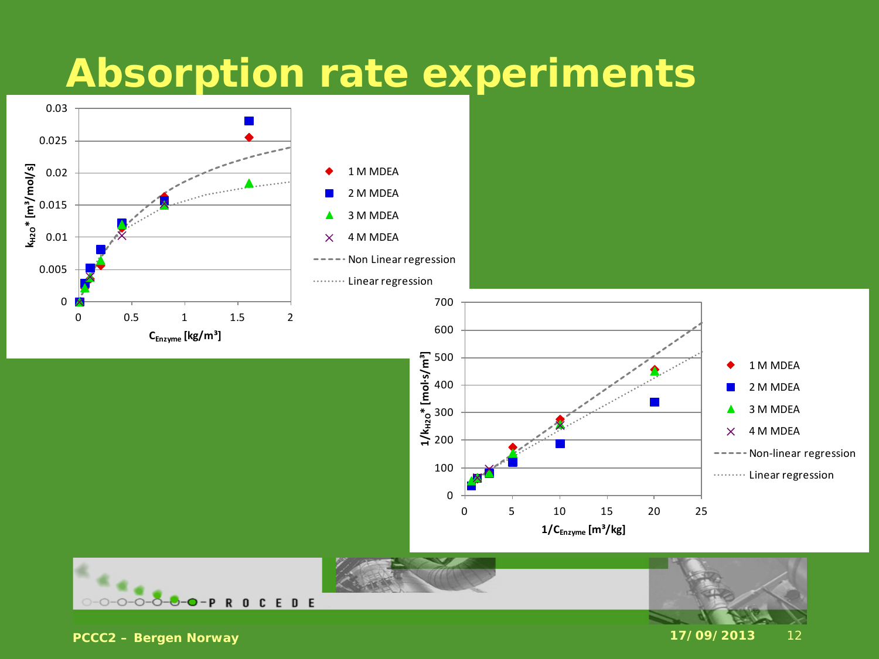# Absorption rate experiments

$k_{H2O}^*$ [m³/mol/s] vs $C_{Enzyme}$ [kg/m³]

- 1 M MDEA
- 2 M MDEA
- 3 M MDEA
- 4 M MDEA
- Non Linear regression
- Linear regression

$1/k_{H2O}^*$ [mol·s/m³] vs $1/C_{Enzyme}$ [m³/kg]

- 1 M MDEA
- 2 M MDEA
- 3 M MDEA
- 4 M MDEA
- Non-linear regression
- Linear regression

PCCC2 – Bergen Norway

17/09/2013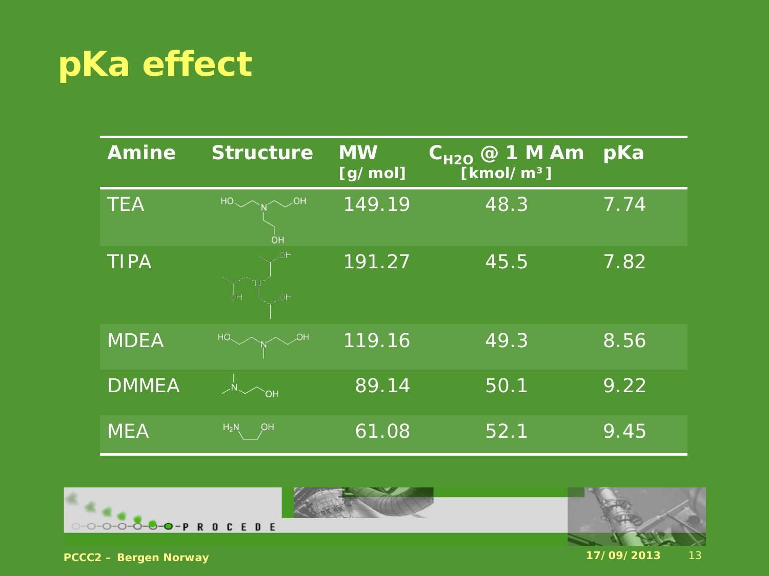# pKa effect

| Amine | Structure | MW [g/mol] | $C_{H2O}$ @ 1 M Am [kmol/m³] | pKa |
|---|---|---|---|---|
| TEA | | 149.19 | 48.3 | 7.74 |
| TIPA | | 191.27 | 45.5 | 7.82 |
| MDEA | | 119.16 | 49.3 | 8.56 |
| DMMEA | | 89.14 | 50.1 | 9.22 |
| MEA | | 61.08 | 52.1 | 9.45 |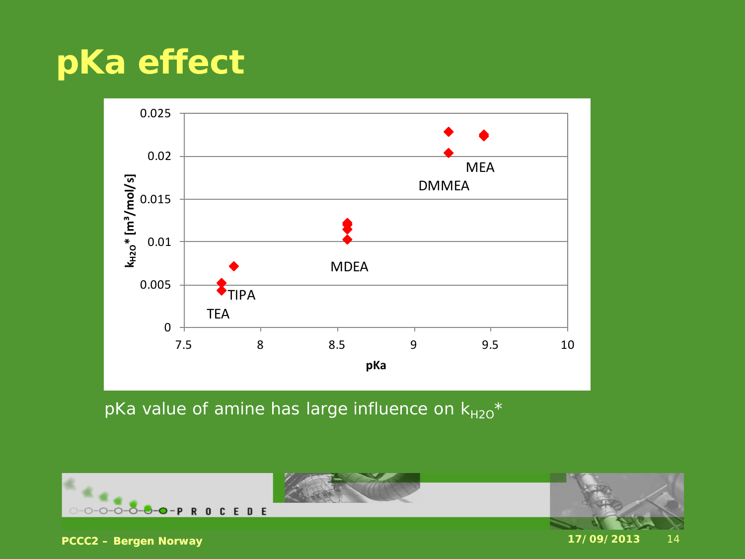# pKa effect

pKa value of amine has large influence on $k_{H2O}^*$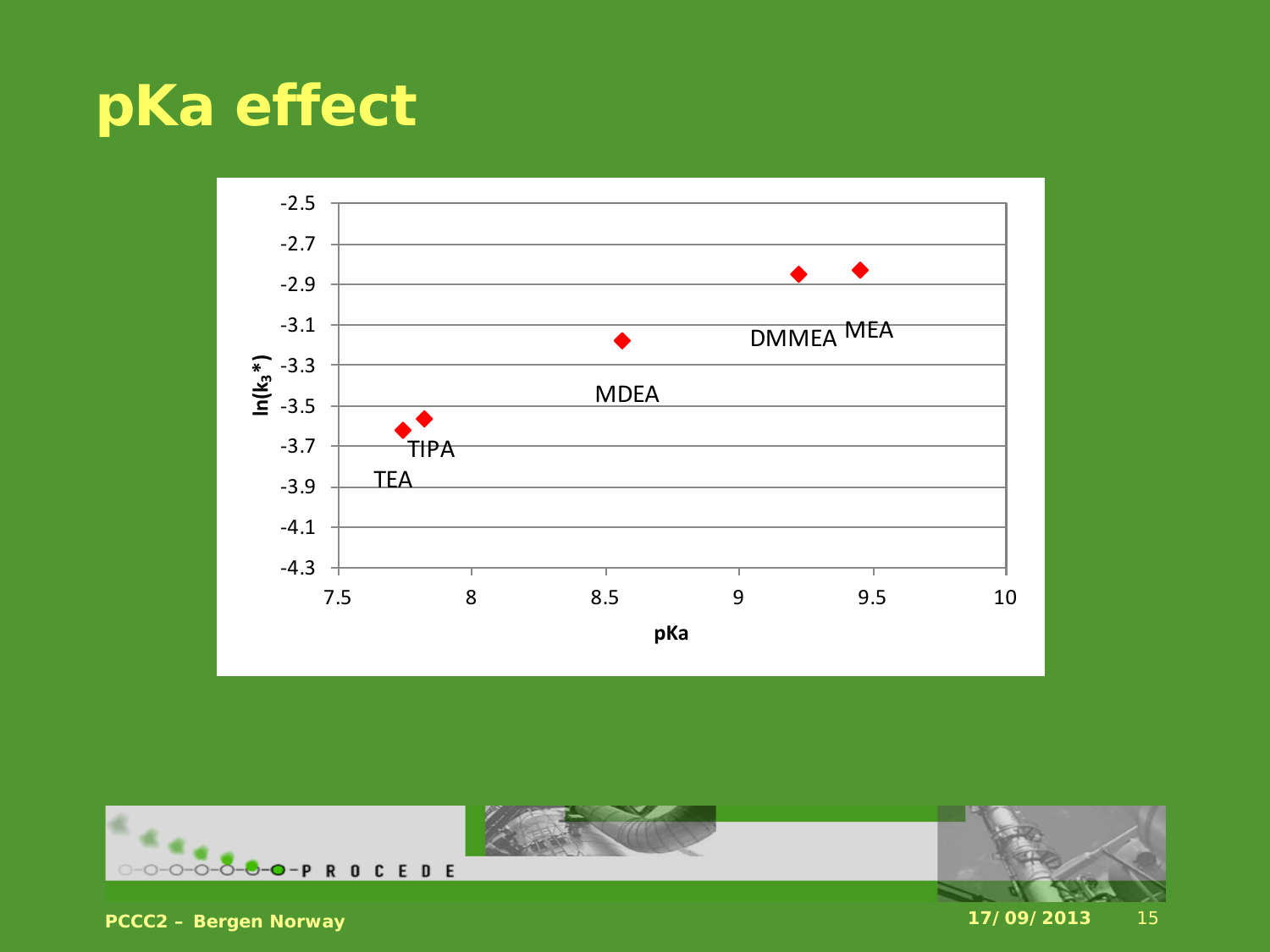# pKa effect

| Amine | pKa | $\ln(k_3^*)$ |
|---|---|---|
| TEA | 7.75 | -3.62 |
| TIPA | 7.82 | -3.56 |
| MDEA | 8.56 | -3.18 |
| DMMEA | 9.22 | -2.85 |
| MEA | 9.45 | -2.83 |

(Values read approximately from scatter plot: x-axis pKa, 7.5–10; y-axis $\ln(k_3^*)$, -4.3 to -2.5.)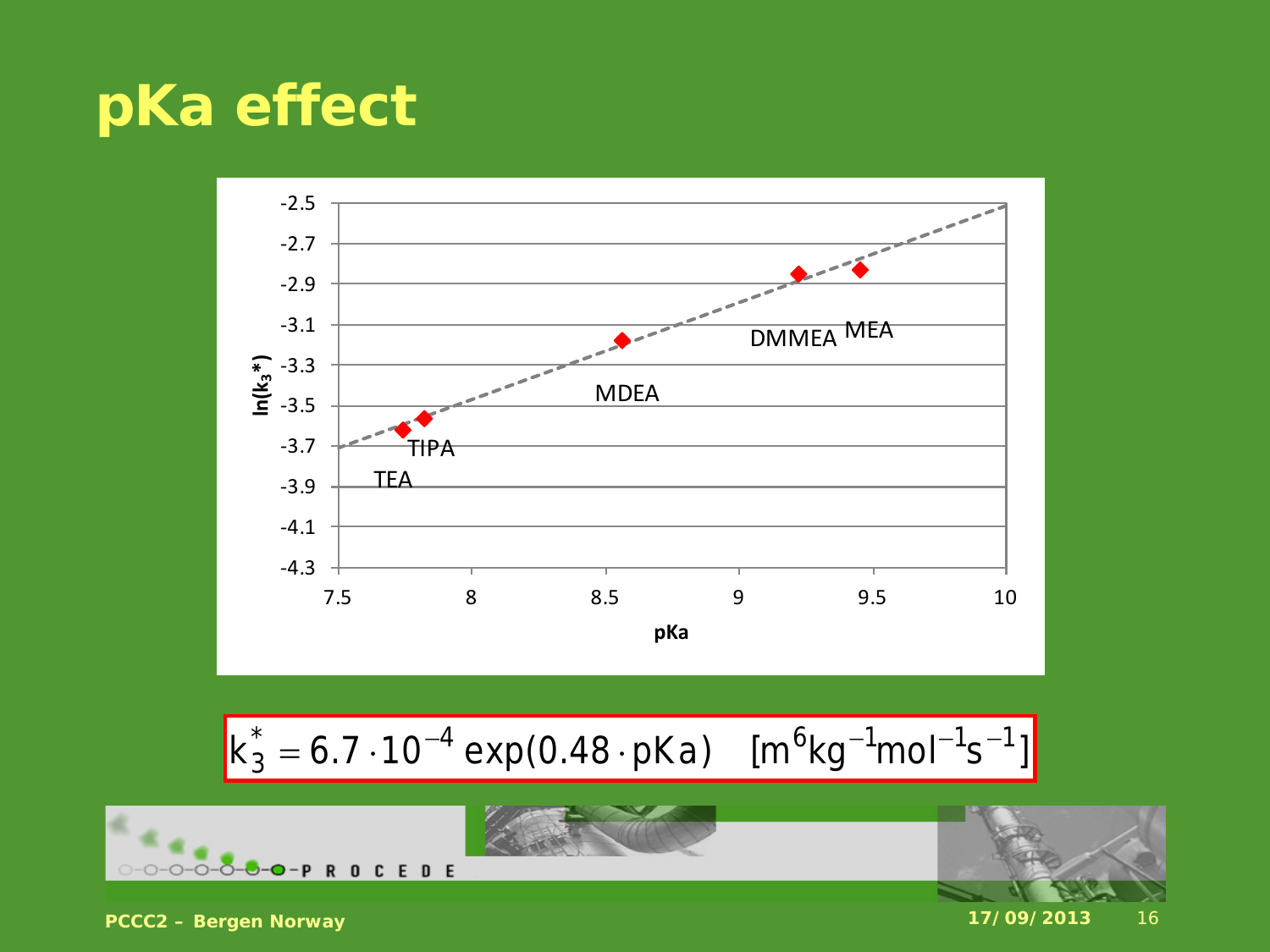# pKa effect

$$k_3^* = 6.7 \cdot 10^{-4} \exp(0.48 \cdot pKa) \quad [m^6 kg^{-1} mol^{-1} s^{-1}]$$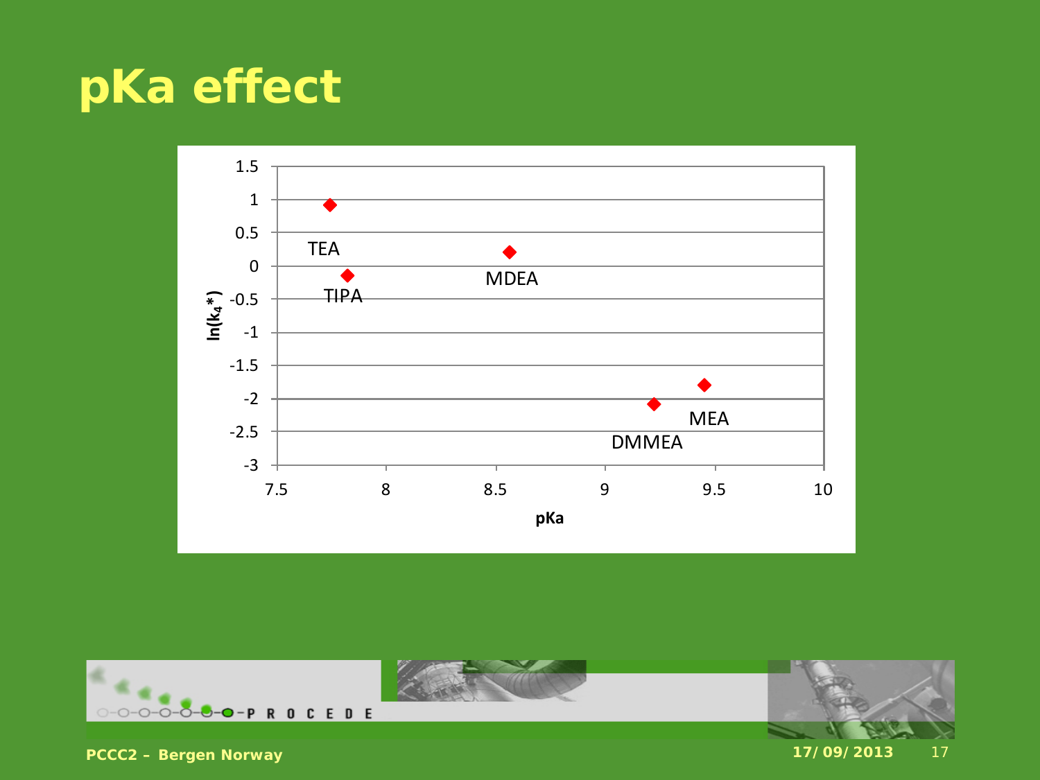# pKa effect

| Amine | pKa | $\ln(k_4^*)$ |
|---|---|---|
| TEA | 7.74 | 0.92 |
| TIPA | 7.82 | -0.14 |
| MDEA | 8.56 | 0.21 |
| DMMEA | 9.22 | -2.08 |
| MEA | 9.45 | -1.79 |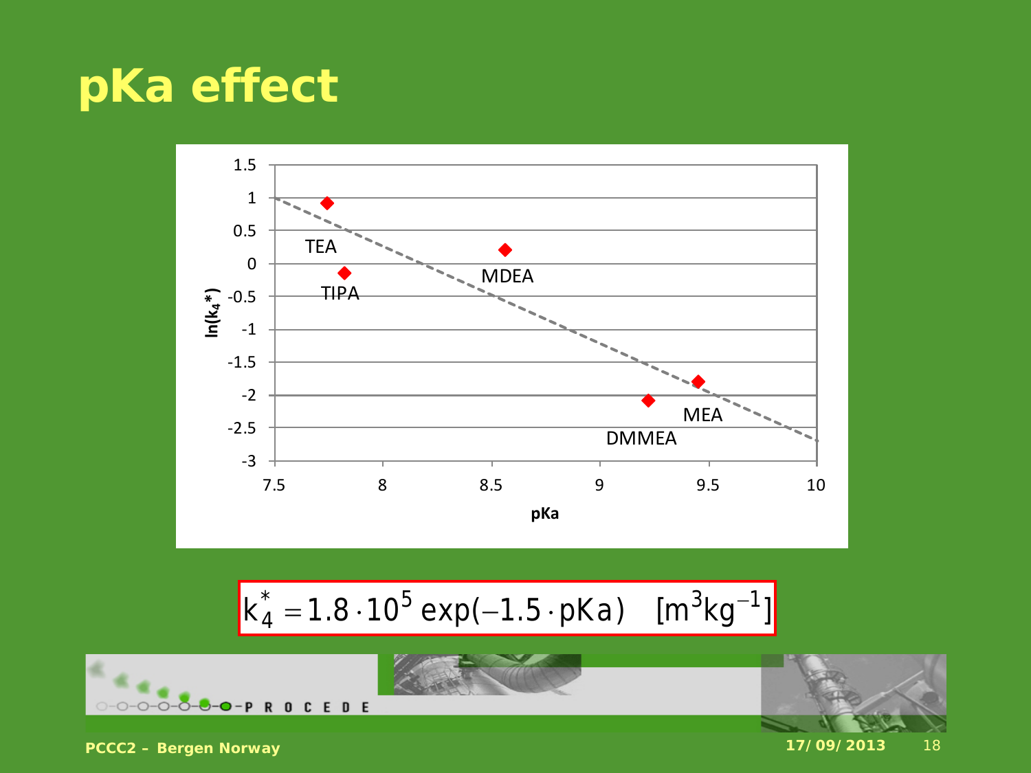# pKa effect

$$k_4^* = 1.8 \cdot 10^5 \exp(-1.5 \cdot pKa) \quad [m^3 kg^{-1}]$$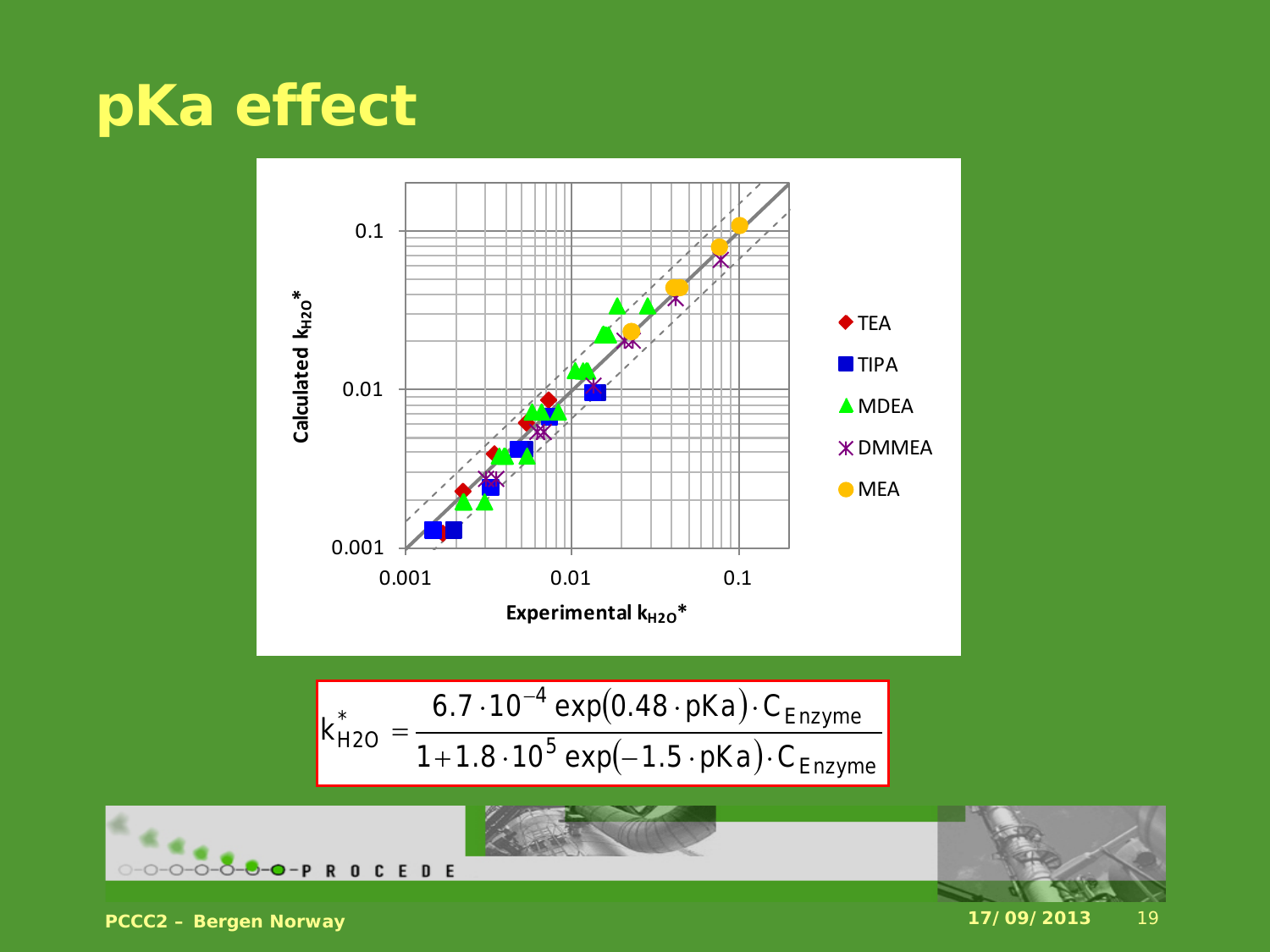# pKa effect

Calculated $k_{H2O}^*$ vs. Experimental $k_{H2O}^*$ (TEA, TIPA, MDEA, DMMEA, MEA)

$$k_{H2O}^* = \frac{6.7 \cdot 10^{-4} \exp(0.48 \cdot pKa) \cdot C_{Enzyme}}{1 + 1.8 \cdot 10^{5} \exp(-1.5 \cdot pKa) \cdot C_{Enzyme}}$$

PCCC2 – Bergen Norway

17/09/2013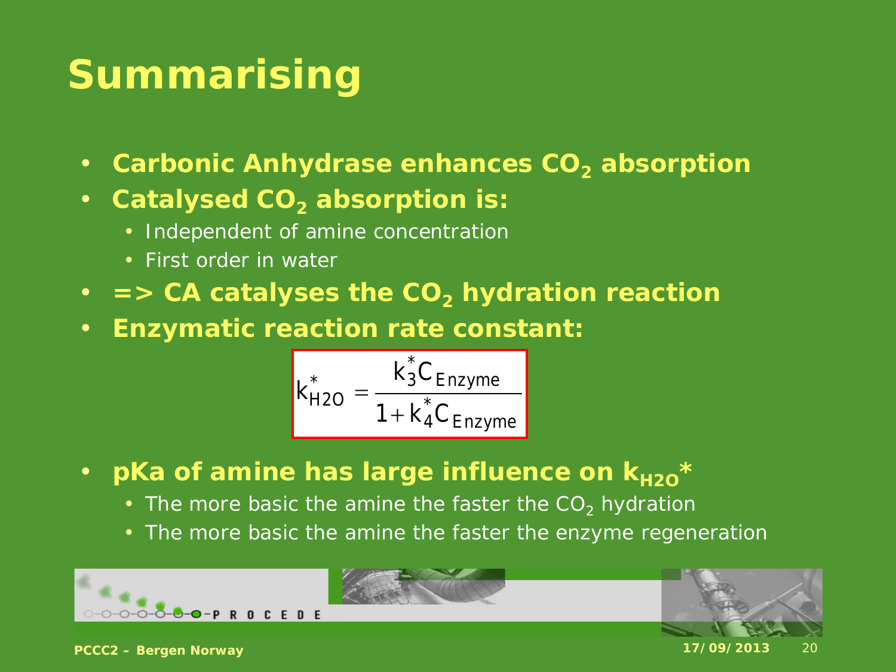# Summarising

- **Carbonic Anhydrase enhances $CO_2$ absorption**
- **Catalysed $CO_2$ absorption is:**
  - Independent of amine concentration
  - First order in water
- **=> CA catalyses the $CO_2$ hydration reaction**
- **Enzymatic reaction rate constant:**

$$k_{H2O}^{*} = \frac{k_3^{*} C_{Enzyme}}{1 + k_4^{*} C_{Enzyme}}$$

- **pKa of amine has large influence on $k_{H2O}^{*}$**
  - The more basic the amine the faster the $CO_2$ hydration
  - The more basic the amine the faster the enzyme regeneration